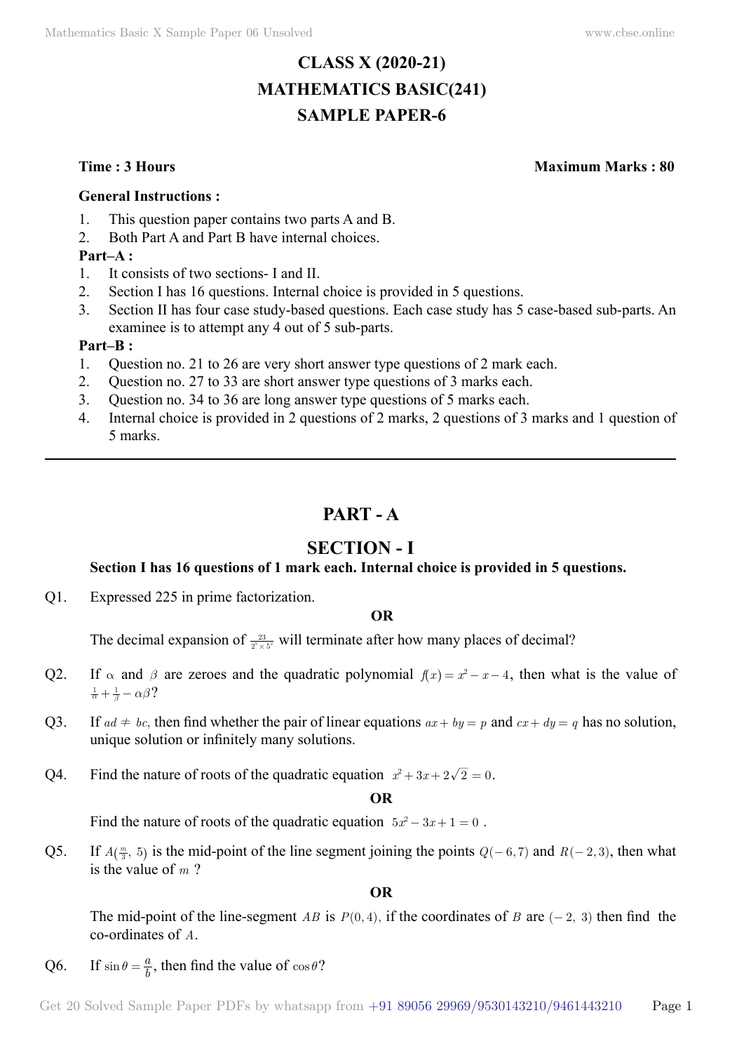# CLASS X (2020-21)
# MATHEMATICS BASIC(241)
# SAMPLE PAPER-6

**Time : 3 Hours** **Maximum Marks : 80**

**General Instructions :**

1. This question paper contains two parts A and B.
2. Both Part A and Part B have internal choices.

**Part–A :**

1. It consists of two sections- I and II.
2. Section I has 16 questions. Internal choice is provided in 5 questions.
3. Section II has four case study-based questions. Each case study has 5 case-based sub-parts. An examinee is to attempt any 4 out of 5 sub-parts.

**Part–B :**

1. Question no. 21 to 26 are very short answer type questions of 2 mark each.
2. Question no. 27 to 33 are short answer type questions of 3 marks each.
3. Question no. 34 to 36 are long answer type questions of 5 marks each.
4. Internal choice is provided in 2 questions of 2 marks, 2 questions of 3 marks and 1 question of 5 marks.

---

## PART - A

## SECTION - I

**Section I has 16 questions of 1 mark each. Internal choice is provided in 5 questions.**

Q1. Expressed 225 in prime factorization.

**OR**

The decimal expansion of $\frac{23}{2^5 \times 5^2}$ will terminate after how many places of decimal?

Q2. If $\alpha$ and $\beta$ are zeroes and the quadratic polynomial $f(x) = x^2 - x - 4$, then what is the value of $\frac{1}{\alpha} + \frac{1}{\beta} - \alpha\beta$?

Q3. If $ad \neq bc$, then find whether the pair of linear equations $ax + by = p$ and $cx + dy = q$ has no solution, unique solution or infinitely many solutions.

Q4. Find the nature of roots of the quadratic equation $x^2 + 3x + 2\sqrt{2} = 0$.

**OR**

Find the nature of roots of the quadratic equation $5x^2 - 3x + 1 = 0$ .

Q5. If $A(\frac{m}{3},\ 5)$ is the mid-point of the line segment joining the points $Q(-6, 7)$ and $R(-2, 3)$, then what is the value of $m$ ?

**OR**

The mid-point of the line-segment $AB$ is $P(0, 4)$, if the coordinates of $B$ are $(-2,\ 3)$ then find the co-ordinates of $A$.

Q6. If $\sin\theta = \frac{a}{b}$, then find the value of $\cos\theta$?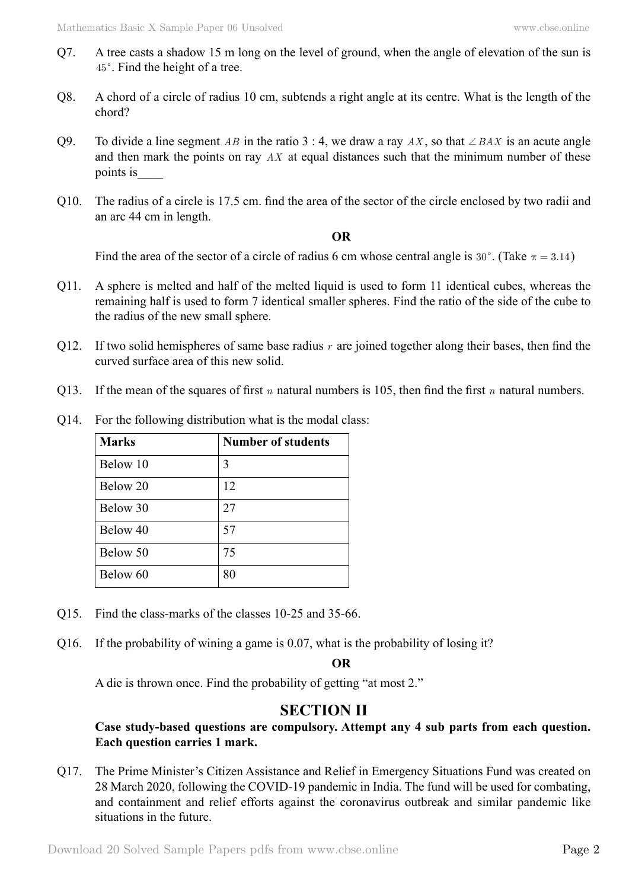Q7. A tree casts a shadow 15 m long on the level of ground, when the angle of elevation of the sun is $45^{\circ}$. Find the height of a tree.

Q8. A chord of a circle of radius 10 cm, subtends a right angle at its centre. What is the length of the chord?

Q9. To divide a line segment $AB$ in the ratio 3 : 4, we draw a ray $AX$, so that $\angle BAX$ is an acute angle and then mark the points on ray $AX$ at equal distances such that the minimum number of these points is____

Q10. The radius of a circle is 17.5 cm. find the area of the sector of the circle enclosed by two radii and an arc 44 cm in length.

**OR**

Find the area of the sector of a circle of radius 6 cm whose central angle is $30^{\circ}$. (Take $\pi = 3.14$)

Q11. A sphere is melted and half of the melted liquid is used to form 11 identical cubes, whereas the remaining half is used to form 7 identical smaller spheres. Find the ratio of the side of the cube to the radius of the new small sphere.

Q12. If two solid hemispheres of same base radius $r$ are joined together along their bases, then find the curved surface area of this new solid.

Q13. If the mean of the squares of first $n$ natural numbers is 105, then find the first $n$ natural numbers.

Q14. For the following distribution what is the modal class:

| **Marks** | **Number of students** |
|---|---|
| Below 10 | 3 |
| Below 20 | 12 |
| Below 30 | 27 |
| Below 40 | 57 |
| Below 50 | 75 |
| Below 60 | 80 |

Q15. Find the class-marks of the classes 10-25 and 35-66.

Q16. If the probability of wining a game is 0.07, what is the probability of losing it?

**OR**

A die is thrown once. Find the probability of getting "at most 2."

## SECTION II

**Case study-based questions are compulsory. Attempt any 4 sub parts from each question. Each question carries 1 mark.**

Q17. The Prime Minister's Citizen Assistance and Relief in Emergency Situations Fund was created on 28 March 2020, following the COVID-19 pandemic in India. The fund will be used for combating, and containment and relief efforts against the coronavirus outbreak and similar pandemic like situations in the future.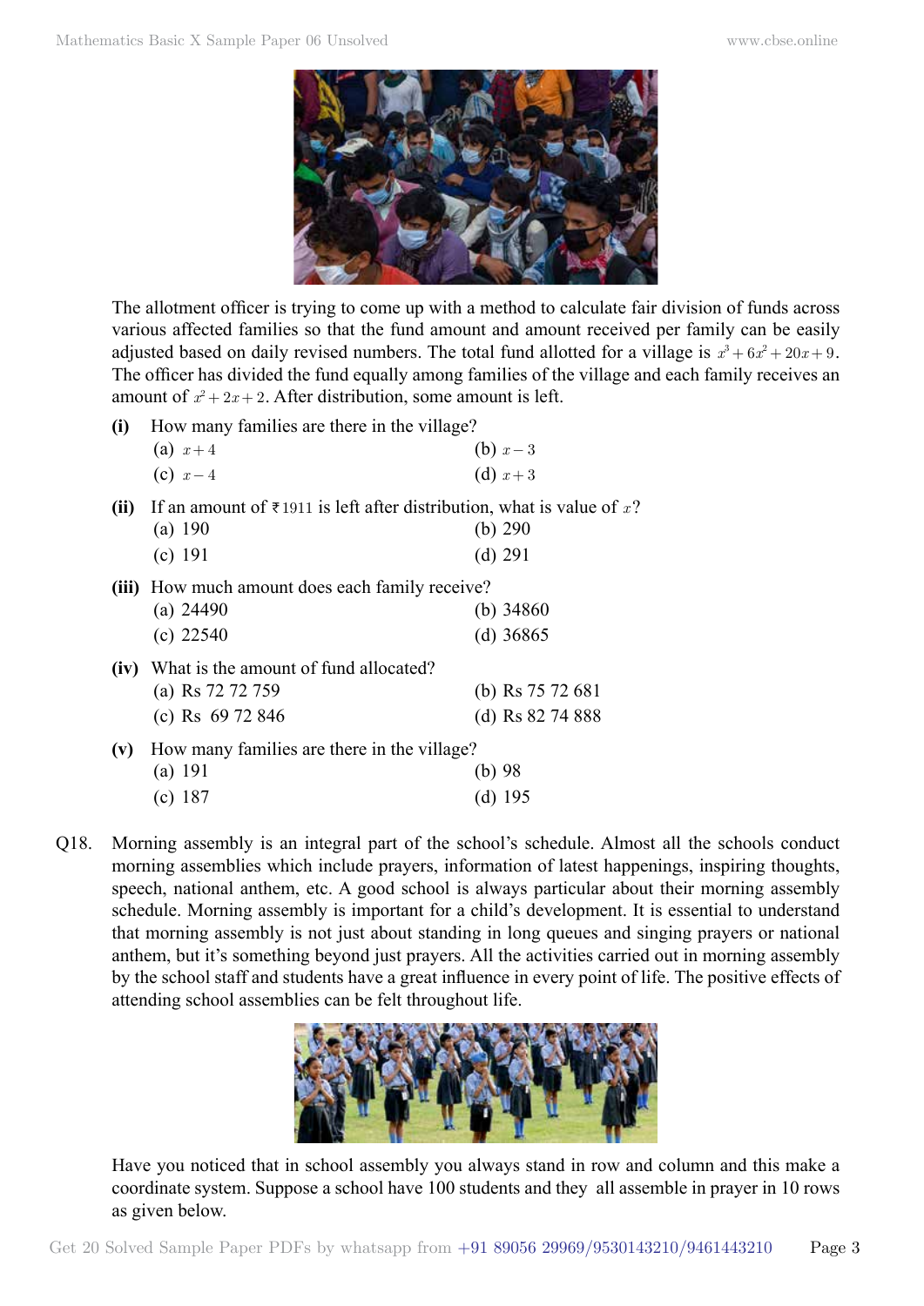The allotment officer is trying to come up with a method to calculate fair division of funds across various affected families so that the fund amount and amount received per family can be easily adjusted based on daily revised numbers. The total fund allotted for a village is $x^3 + 6x^2 + 20x + 9$. The officer has divided the fund equally among families of the village and each family receives an amount of $x^2 + 2x + 2$. After distribution, some amount is left.

**(i)** How many families are there in the village?

(a) $x + 4$ (b) $x - 3$

(c) $x - 4$ (d) $x + 3$

**(ii)** If an amount of ₹ $1911$ is left after distribution, what is value of $x$?

(a) 190 (b) 290

(c) 191 (d) 291

**(iii)** How much amount does each family receive?

(a) 24490 (b) 34860

(c) 22540 (d) 36865

**(iv)** What is the amount of fund allocated?

(a) Rs 72 72 759 (b) Rs 75 72 681

(c) Rs 69 72 846 (d) Rs 82 74 888

**(v)** How many families are there in the village?

(a) 191 (b) 98

(c) 187 (d) 195

Q18. Morning assembly is an integral part of the school's schedule. Almost all the schools conduct morning assemblies which include prayers, information of latest happenings, inspiring thoughts, speech, national anthem, etc. A good school is always particular about their morning assembly schedule. Morning assembly is important for a child's development. It is essential to understand that morning assembly is not just about standing in long queues and singing prayers or national anthem, but it's something beyond just prayers. All the activities carried out in morning assembly by the school staff and students have a great influence in every point of life. The positive effects of attending school assemblies can be felt throughout life.

Have you noticed that in school assembly you always stand in row and column and this make a coordinate system. Suppose a school have 100 students and they all assemble in prayer in 10 rows as given below.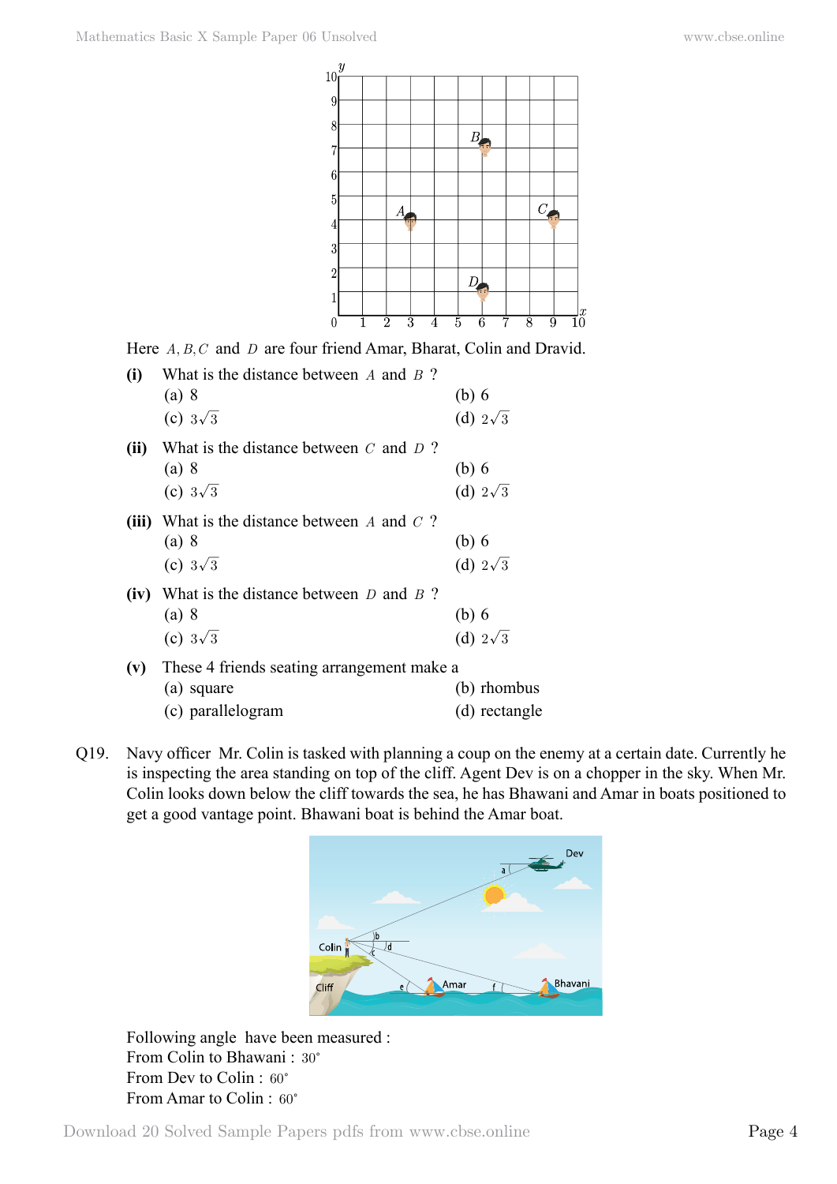Here $A, B, C$ and $D$ are four friend Amar, Bharat, Colin and Dravid.

**(i)** What is the distance between $A$ and $B$ ?

(a) 8 (b) 6

(c) $3\sqrt{3}$ (d) $2\sqrt{3}$

**(ii)** What is the distance between $C$ and $D$ ?

(a) 8 (b) 6

(c) $3\sqrt{3}$ (d) $2\sqrt{3}$

**(iii)** What is the distance between $A$ and $C$ ?

(a) 8 (b) 6

(c) $3\sqrt{3}$ (d) $2\sqrt{3}$

**(iv)** What is the distance between $D$ and $B$ ?

(a) 8 (b) 6

(c) $3\sqrt{3}$ (d) $2\sqrt{3}$

**(v)** These 4 friends seating arrangement make a

(a) square (b) rhombus

(c) parallelogram (d) rectangle

Q19. Navy officer Mr. Colin is tasked with planning a coup on the enemy at a certain date. Currently he is inspecting the area standing on top of the cliff. Agent Dev is on a chopper in the sky. When Mr. Colin looks down below the cliff towards the sea, he has Bhawani and Amar in boats positioned to get a good vantage point. Bhawani boat is behind the Amar boat.

Following angle have been measured :

From Colin to Bhawani : $30^\circ$

From Dev to Colin : $60^\circ$

From Amar to Colin : $60^\circ$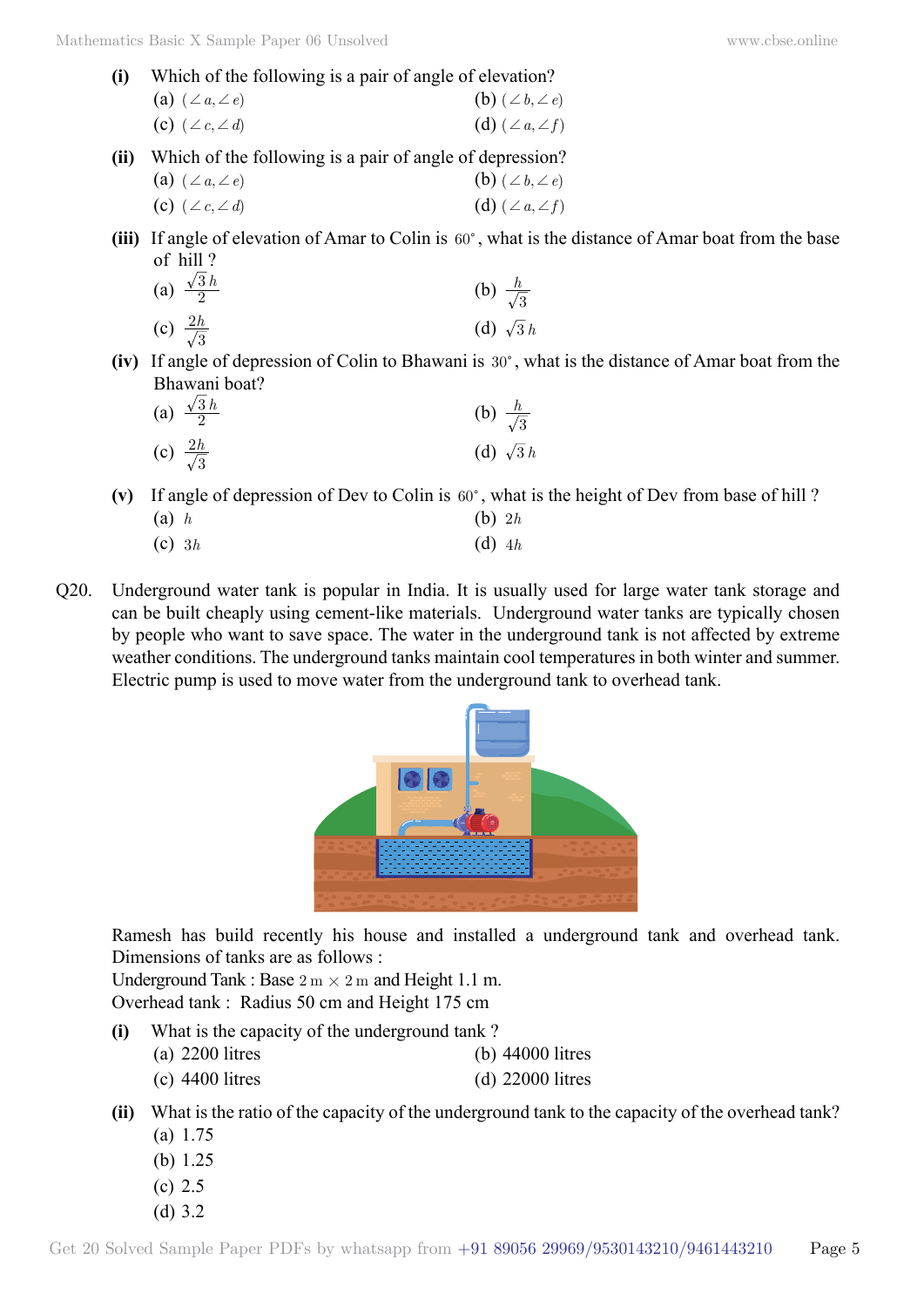**(i)** Which of the following is a pair of angle of elevation?

(a) $(\angle a, \angle e)$ (b) $(\angle b, \angle e)$

(c) $(\angle c, \angle d)$ (d) $(\angle a, \angle f)$

**(ii)** Which of the following is a pair of angle of depression?

(a) $(\angle a, \angle e)$ (b) $(\angle b, \angle e)$

(c) $(\angle c, \angle d)$ (d) $(\angle a, \angle f)$

**(iii)** If angle of elevation of Amar to Colin is $60^\circ$, what is the distance of Amar boat from the base of hill ?

(a) $\frac{\sqrt{3}\,h}{2}$ (b) $\frac{h}{\sqrt{3}}$

(c) $\frac{2h}{\sqrt{3}}$ (d) $\sqrt{3}\,h$

**(iv)** If angle of depression of Colin to Bhawani is $30^\circ$, what is the distance of Amar boat from the Bhawani boat?

(a) $\frac{\sqrt{3}\,h}{2}$ (b) $\frac{h}{\sqrt{3}}$

(c) $\frac{2h}{\sqrt{3}}$ (d) $\sqrt{3}\,h$

**(v)** If angle of depression of Dev to Colin is $60^\circ$, what is the height of Dev from base of hill ?

(a) $h$ (b) $2h$

(c) $3h$ (d) $4h$

Q20. Underground water tank is popular in India. It is usually used for large water tank storage and can be built cheaply using cement-like materials. Underground water tanks are typically chosen by people who want to save space. The water in the underground tank is not affected by extreme weather conditions. The underground tanks maintain cool temperatures in both winter and summer. Electric pump is used to move water from the underground tank to overhead tank.

Ramesh has build recently his house and installed a underground tank and overhead tank. Dimensions of tanks are as follows :

Underground Tank : Base $2\text{ m} \times 2\text{ m}$ and Height 1.1 m.

Overhead tank : Radius 50 cm and Height 175 cm

**(i)** What is the capacity of the underground tank ?

(a) 2200 litres (b) 44000 litres

(c) 4400 litres (d) 22000 litres

**(ii)** What is the ratio of the capacity of the underground tank to the capacity of the overhead tank?

(a) 1.75

(b) 1.25

(c) 2.5

(d) 3.2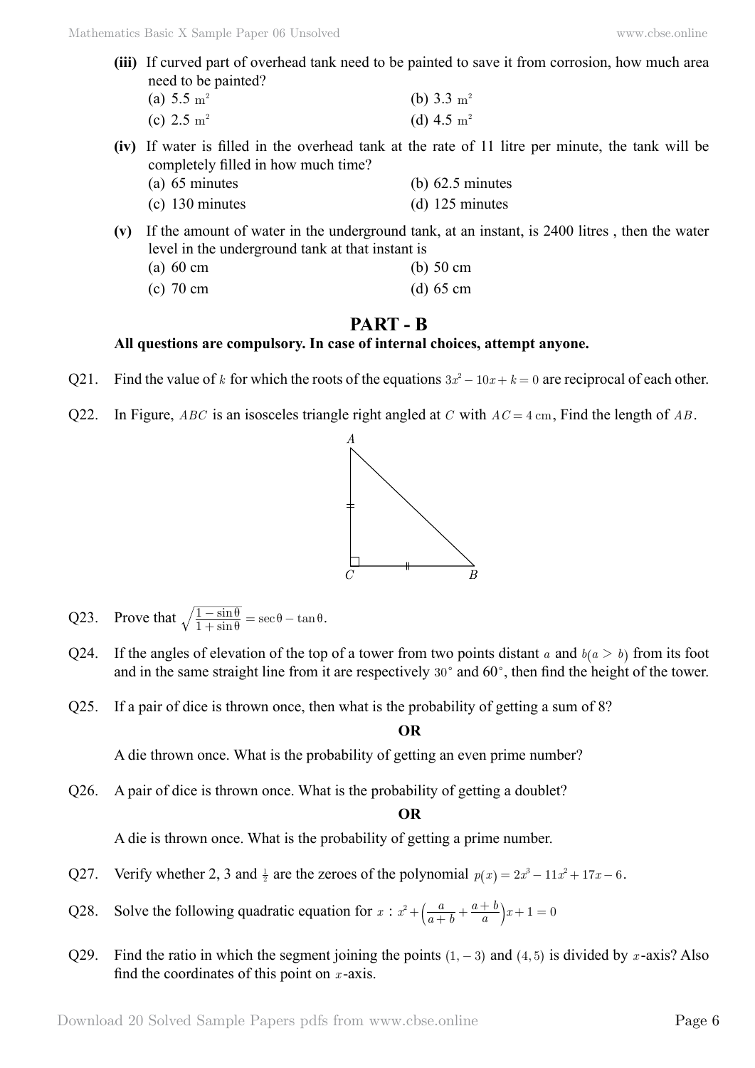**(iii)** If curved part of overhead tank need to be painted to save it from corrosion, how much area need to be painted?

(a) 5.5 $m^2$ (b) 3.3 $m^2$

(c) 2.5 $m^2$ (d) 4.5 $m^2$

**(iv)** If water is filled in the overhead tank at the rate of 11 litre per minute, the tank will be completely filled in how much time?

(a) 65 minutes (b) 62.5 minutes

(c) 130 minutes (d) 125 minutes

**(v)** If the amount of water in the underground tank, at an instant, is 2400 litres , then the water level in the underground tank at that instant is

(a) 60 cm (b) 50 cm

(c) 70 cm (d) 65 cm

## PART - B

**All questions are compulsory. In case of internal choices, attempt anyone.**

Q21. Find the value of $k$ for which the roots of the equations $3x^2 - 10x + k = 0$ are reciprocal of each other.

Q22. In Figure, $ABC$ is an isosceles triangle right angled at $C$ with $AC = 4\text{ cm}$, Find the length of $AB$.

Q23. Prove that $\sqrt{\frac{1 - \sin\theta}{1 + \sin\theta}} = \sec\theta - \tan\theta$.

Q24. If the angles of elevation of the top of a tower from two points distant $a$ and $b(a > b)$ from its foot and in the same straight line from it are respectively $30^\circ$ and $60^\circ$, then find the height of the tower.

Q25. If a pair of dice is thrown once, then what is the probability of getting a sum of 8?

**OR**

A die thrown once. What is the probability of getting an even prime number?

Q26. A pair of dice is thrown once. What is the probability of getting a doublet?

**OR**

A die is thrown once. What is the probability of getting a prime number.

Q27. Verify whether 2, 3 and $\frac{1}{2}$ are the zeroes of the polynomial $p(x) = 2x^3 - 11x^2 + 17x - 6$.

Q28. Solve the following quadratic equation for $x$ : $x^2 + \left(\frac{a}{a+b} + \frac{a+b}{a}\right)x + 1 = 0$

Q29. Find the ratio in which the segment joining the points $(1, -3)$ and $(4, 5)$ is divided by $x$-axis? Also find the coordinates of this point on $x$-axis.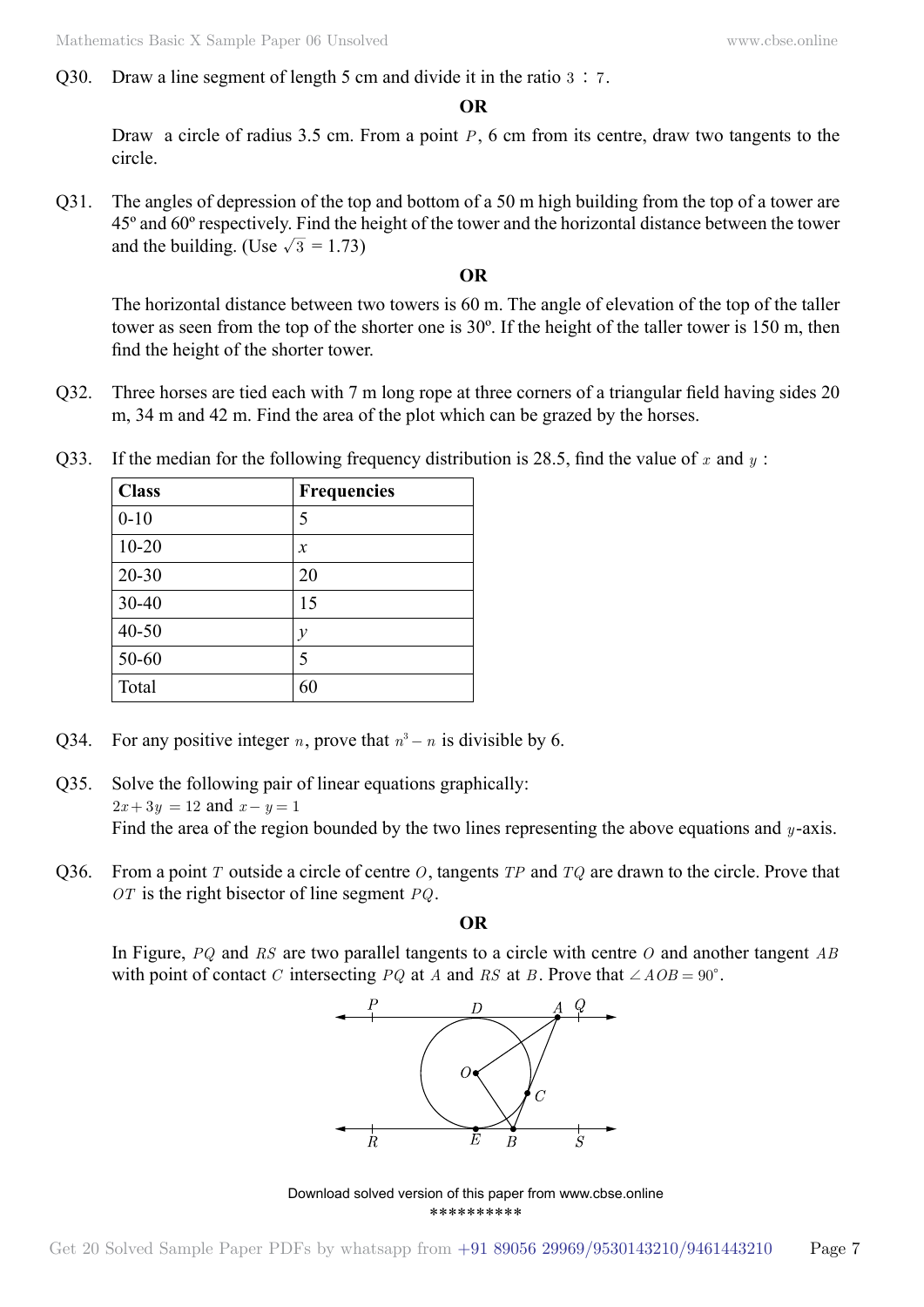Q30. Draw a line segment of length 5 cm and divide it in the ratio $3 : 7$.

**OR**

Draw a circle of radius 3.5 cm. From a point $P$, 6 cm from its centre, draw two tangents to the circle.

Q31. The angles of depression of the top and bottom of a 50 m high building from the top of a tower are 45º and 60º respectively. Find the height of the tower and the horizontal distance between the tower and the building. (Use $\sqrt{3} = 1.73$)

**OR**

The horizontal distance between two towers is 60 m. The angle of elevation of the top of the taller tower as seen from the top of the shorter one is 30º. If the height of the taller tower is 150 m, then find the height of the shorter tower.

Q32. Three horses are tied each with 7 m long rope at three corners of a triangular field having sides 20 m, 34 m and 42 m. Find the area of the plot which can be grazed by the horses.

Q33. If the median for the following frequency distribution is 28.5, find the value of $x$ and $y$ :

| Class | Frequencies |
|---|---|
| 0-10 | 5 |
| 10-20 | $x$ |
| 20-30 | 20 |
| 30-40 | 15 |
| 40-50 | $y$ |
| 50-60 | 5 |
| Total | 60 |

Q34. For any positive integer $n$, prove that $n^3 - n$ is divisible by 6.

Q35. Solve the following pair of linear equations graphically:
$2x + 3y = 12$ and $x - y = 1$
Find the area of the region bounded by the two lines representing the above equations and $y$-axis.

Q36. From a point $T$ outside a circle of centre $O$, tangents $TP$ and $TQ$ are drawn to the circle. Prove that $OT$ is the right bisector of line segment $PQ$.

**OR**

In Figure, $PQ$ and $RS$ are two parallel tangents to a circle with centre $O$ and another tangent $AB$ with point of contact $C$ intersecting $PQ$ at $A$ and $RS$ at $B$. Prove that $\angle AOB = 90°$.

P D A Q
O
C
R E B S

Download solved version of this paper from www.cbse.online

\*\*\*\*\*\*\*\*\*\*